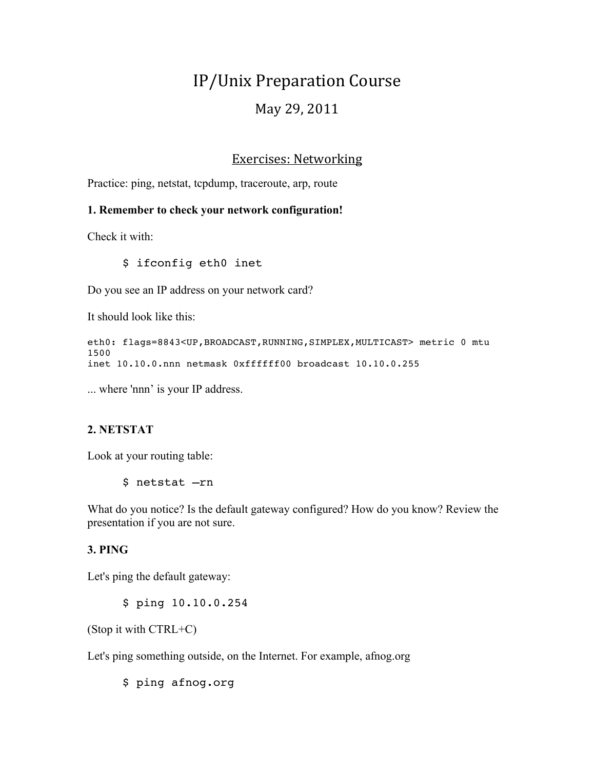# IP/Unix Preparation Course

## May 29, 2011

## Exercises: Networking

Practice: ping, netstat, tcpdump, traceroute, arp, route

**1. Remember to check your network configuration!**

Check it with:

```
$ ifconfig eth0 inet
```

Do you see an IP address on your network card?

It should look like this:

```
eth0: flags=8843<UP,BROADCAST,RUNNING,SIMPLEX,MULTICAST> metric 0 mtu
1500
inet 10.10.0.nnn netmask 0xffffff00 broadcast 10.10.0.255
```

... where 'nnn' is your IP address.

**2. NETSTAT**

Look at your routing table:

```
$ netstat –rn
```

What do you notice? Is the default gateway configured? How do you know? Review the presentation if you are not sure.

**3. PING**

Let's ping the default gateway:

```
$ ping 10.10.0.254
```

(Stop it with CTRL+C)

Let's ping something outside, on the Internet. For example, afnog.org

```
$ ping afnog.org
```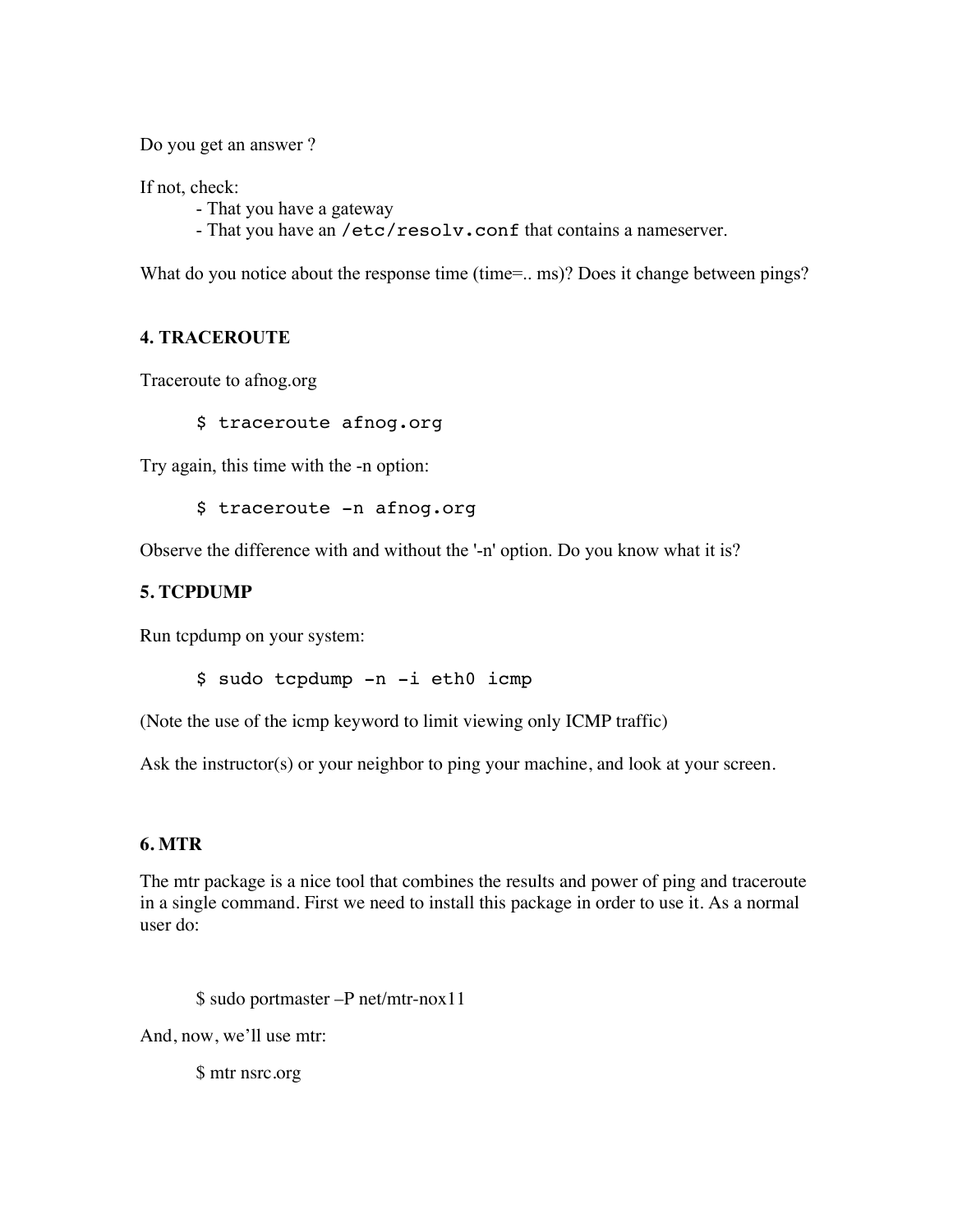Do you get an answer ?

If not, check:

- That you have a gateway
- That you have an `/etc/resolv.conf` that contains a nameserver.

What do you notice about the response time (time=.. ms)? Does it change between pings?

### 4. TRACEROUTE

Traceroute to afnog.org

```
$ traceroute afnog.org
```

Try again, this time with the -n option:

```
$ traceroute -n afnog.org
```

Observe the difference with and without the '-n' option. Do you know what it is?

### 5. TCPDUMP

Run tcpdump on your system:

```
$ sudo tcpdump -n -i eth0 icmp
```

(Note the use of the icmp keyword to limit viewing only ICMP traffic)

Ask the instructor(s) or your neighbor to ping your machine, and look at your screen.

### 6. MTR

The mtr package is a nice tool that combines the results and power of ping and traceroute in a single command. First we need to install this package in order to use it. As a normal user do:

```
$ sudo portmaster –P net/mtr-nox11
```

And, now, we'll use mtr:

```
$ mtr nsrc.org
```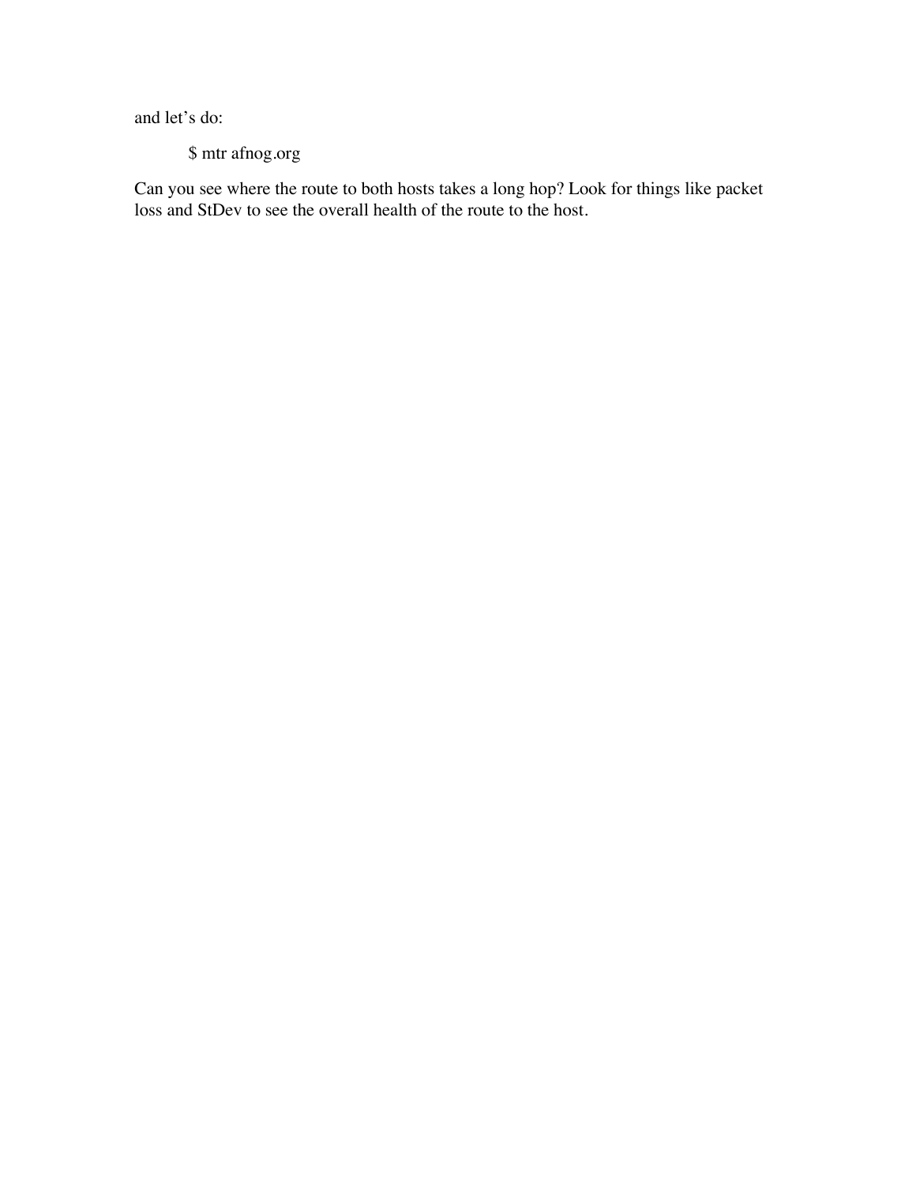and let's do:

```
$ mtr afnog.org
```

Can you see where the route to both hosts takes a long hop? Look for things like packet loss and StDev to see the overall health of the route to the host.